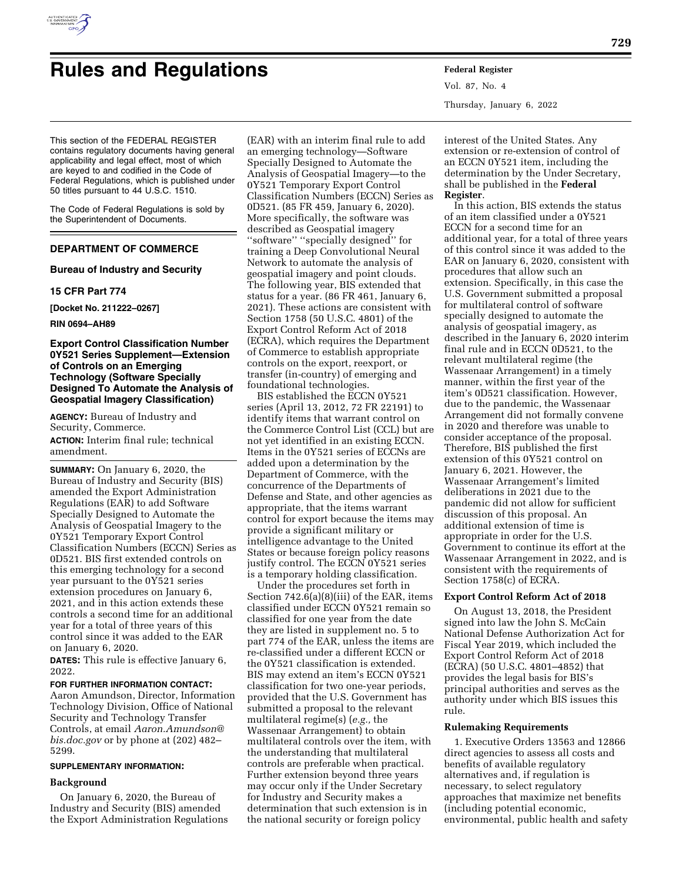# Rules and Regulations

This section of the FEDERAL REGISTER contains regulatory documents having general applicability and legal effect, most of which are keyed to and codified in the Code of Federal Regulations, which is published under 50 titles pursuant to 44 U.S.C. 1510.

The Code of Federal Regulations is sold by the Superintendent of Documents.

## DEPARTMENT OF COMMERCE

### Bureau of Industry and Security

### 15 CFR Part 774

**[Docket No. 211222–0267]**

**RIN 0694–AH89**

### Export Control Classification Number 0Y521 Series Supplement—Extension of Controls on an Emerging Technology (Software Specially Designed To Automate the Analysis of Geospatial Imagery Classification)

**AGENCY:** Bureau of Industry and Security, Commerce.

**ACTION:** Interim final rule; technical amendment.

**SUMMARY:** On January 6, 2020, the Bureau of Industry and Security (BIS) amended the Export Administration Regulations (EAR) to add Software Specially Designed to Automate the Analysis of Geospatial Imagery to the 0Y521 Temporary Export Control Classification Numbers (ECCN) Series as 0D521. BIS first extended controls on this emerging technology for a second year pursuant to the 0Y521 series extension procedures on January 6, 2021, and in this action extends these controls a second time for an additional year for a total of three years of this control since it was added to the EAR on January 6, 2020.

**DATES:** This rule is effective January 6, 2022.

**FOR FURTHER INFORMATION CONTACT:** Aaron Amundson, Director, Information Technology Division, Office of National Security and Technology Transfer Controls, at email *Aaron.Amundson@bis.doc.gov* or by phone at (202) 482–5299.

**SUPPLEMENTARY INFORMATION:**

#### Background

On January 6, 2020, the Bureau of Industry and Security (BIS) amended the Export Administration Regulations (EAR) with an interim final rule to add an emerging technology—Software Specially Designed to Automate the Analysis of Geospatial Imagery—to the 0Y521 Temporary Export Control Classification Numbers (ECCN) Series as 0D521. (85 FR 459, January 6, 2020). More specifically, the software was described as Geospatial imagery ''software'' ''specially designed'' for training a Deep Convolutional Neural Network to automate the analysis of geospatial imagery and point clouds. The following year, BIS extended that status for a year. (86 FR 461, January 6, 2021). These actions are consistent with Section 1758 (50 U.S.C. 4801) of the Export Control Reform Act of 2018 (ECRA), which requires the Department of Commerce to establish appropriate controls on the export, reexport, or transfer (in-country) of emerging and foundational technologies.

BIS established the ECCN 0Y521 series (April 13, 2012, 72 FR 22191) to identify items that warrant control on the Commerce Control List (CCL) but are not yet identified in an existing ECCN. Items in the 0Y521 series of ECCNs are added upon a determination by the Department of Commerce, with the concurrence of the Departments of Defense and State, and other agencies as appropriate, that the items warrant control for export because the items may provide a significant military or intelligence advantage to the United States or because foreign policy reasons justify control. The ECCN 0Y521 series is a temporary holding classification.

Under the procedures set forth in Section 742.6(a)(8)(iii) of the EAR, items classified under ECCN 0Y521 remain so classified for one year from the date they are listed in supplement no. 5 to part 774 of the EAR, unless the items are re-classified under a different ECCN or the 0Y521 classification is extended. BIS may extend an item's ECCN 0Y521 classification for two one-year periods, provided that the U.S. Government has submitted a proposal to the relevant multilateral regime(s) (*e.g.,* the Wassenaar Arrangement) to obtain multilateral controls over the item, with the understanding that multilateral controls are preferable when practical. Further extension beyond three years may occur only if the Under Secretary for Industry and Security makes a determination that such extension is in the national security or foreign policy interest of the United States. Any extension or re-extension of control of an ECCN 0Y521 item, including the determination by the Under Secretary, shall be published in the **Federal Register**.

In this action, BIS extends the status of an item classified under a 0Y521 ECCN for a second time for an additional year, for a total of three years of this control since it was added to the EAR on January 6, 2020, consistent with procedures that allow such an extension. Specifically, in this case the U.S. Government submitted a proposal for multilateral control of software specially designed to automate the analysis of geospatial imagery, as described in the January 6, 2020 interim final rule and in ECCN 0D521, to the relevant multilateral regime (the Wassenaar Arrangement) in a timely manner, within the first year of the item's 0D521 classification. However, due to the pandemic, the Wassenaar Arrangement did not formally convene in 2020 and therefore was unable to consider acceptance of the proposal. Therefore, BIS published the first extension of this 0Y521 control on January 6, 2021. However, the Wassenaar Arrangement's limited deliberations in 2021 due to the pandemic did not allow for sufficient discussion of this proposal. An additional extension of time is appropriate in order for the U.S. Government to continue its effort at the Wassenaar Arrangement in 2022, and is consistent with the requirements of Section 1758(c) of ECRA.

#### Export Control Reform Act of 2018

On August 13, 2018, the President signed into law the John S. McCain National Defense Authorization Act for Fiscal Year 2019, which included the Export Control Reform Act of 2018 (ECRA) (50 U.S.C. 4801–4852) that provides the legal basis for BIS's principal authorities and serves as the authority under which BIS issues this rule.

#### Rulemaking Requirements

1. Executive Orders 13563 and 12866 direct agencies to assess all costs and benefits of available regulatory alternatives and, if regulation is necessary, to select regulatory approaches that maximize net benefits (including potential economic, environmental, public health and safety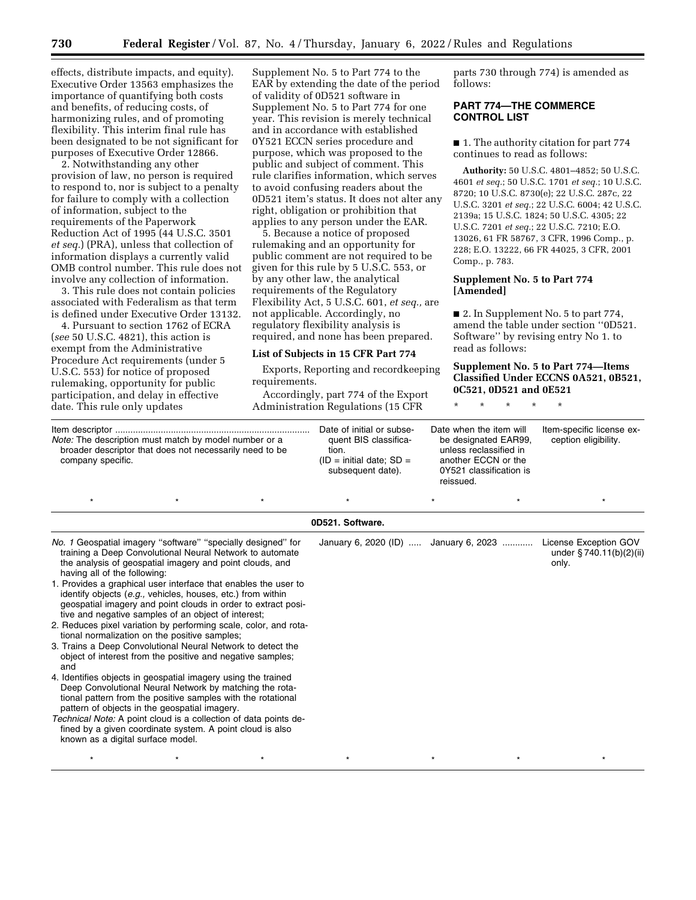effects, distribute impacts, and equity). Executive Order 13563 emphasizes the importance of quantifying both costs and benefits, of reducing costs, of harmonizing rules, and of promoting flexibility. This interim final rule has been designated to be not significant for purposes of Executive Order 12866.

2. Notwithstanding any other provision of law, no person is required to respond to, nor is subject to a penalty for failure to comply with a collection of information, subject to the requirements of the Paperwork Reduction Act of 1995 (44 U.S.C. 3501 *et seq.*) (PRA), unless that collection of information displays a currently valid OMB control number. This rule does not involve any collection of information.

3. This rule does not contain policies associated with Federalism as that term is defined under Executive Order 13132.

4. Pursuant to section 1762 of ECRA (*see* 50 U.S.C. 4821), this action is exempt from the Administrative Procedure Act requirements (under 5 U.S.C. 553) for notice of proposed rulemaking, opportunity for public participation, and delay in effective date. This rule only updates Supplement No. 5 to Part 774 to the EAR by extending the date of the period of validity of 0D521 software in Supplement No. 5 to Part 774 for one year. This revision is merely technical and in accordance with established 0Y521 ECCN series procedure and purpose, which was proposed to the public and subject of comment. This rule clarifies information, which serves to avoid confusing readers about the 0D521 item's status. It does not alter any right, obligation or prohibition that applies to any person under the EAR.

5. Because a notice of proposed rulemaking and an opportunity for public comment are not required to be given for this rule by 5 U.S.C. 553, or by any other law, the analytical requirements of the Regulatory Flexibility Act, 5 U.S.C. 601, *et seq.,* are not applicable. Accordingly, no regulatory flexibility analysis is required, and none has been prepared.

### List of Subjects in 15 CFR Part 774

Exports, Reporting and recordkeeping requirements.

Accordingly, part 774 of the Export Administration Regulations (15 CFR parts 730 through 774) is amended as follows:

## PART 774—THE COMMERCE CONTROL LIST

■ 1. The authority citation for part 774 continues to read as follows:

**Authority:** 50 U.S.C. 4801–4852; 50 U.S.C. 4601 *et seq.*; 50 U.S.C. 1701 *et seq.*; 10 U.S.C. 8720; 10 U.S.C. 8730(e); 22 U.S.C. 287c, 22 U.S.C. 3201 *et seq.*; 22 U.S.C. 6004; 42 U.S.C. 2139a; 15 U.S.C. 1824; 50 U.S.C. 4305; 22 U.S.C. 7201 *et seq.*; 22 U.S.C. 7210; E.O. 13026, 61 FR 58767, 3 CFR, 1996 Comp., p. 228; E.O. 13222, 66 FR 44025, 3 CFR, 2001 Comp., p. 783.

### Supplement No. 5 to Part 774 [Amended]

■ 2. In Supplement No. 5 to part 774, amend the table under section ''0D521. Software'' by revising entry No 1. to read as follows:

### Supplement No. 5 to Part 774—Items Classified Under ECCNS 0A521, 0B521, 0C521, 0D521 and 0E521

\* \* \* \* \*

| Item descriptor <br>*Note:* The description must match by model number or a broader descriptor that does not necessarily need to be company specific. | Date of initial or subsequent BIS classification. (ID = initial date; SD = subsequent date). | Date when the item will be designated EAR99, unless reclassified in another ECCN or the 0Y521 classification is reissued. | Item-specific license exception eligibility. |
|---|---|---|---|
| \* \* \* | \* | \* | \* |
| **0D521. Software.** | | | |
| *No. 1* Geospatial imagery ''software'' ''specially designed'' for training a Deep Convolutional Neural Network to automate the analysis of geospatial imagery and point clouds, and having all of the following:<br>1. Provides a graphical user interface that enables the user to identify objects (*e.g.,* vehicles, houses, etc.) from within geospatial imagery and point clouds in order to extract positive and negative samples of an object of interest;<br>2. Reduces pixel variation by performing scale, color, and rotational normalization on the positive samples;<br>3. Trains a Deep Convolutional Neural Network to detect the object of interest from the positive and negative samples; and<br>4. Identifies objects in geospatial imagery using the trained Deep Convolutional Neural Network by matching the rotational pattern from the positive samples with the rotational pattern of objects in the geospatial imagery.<br>*Technical Note:* A point cloud is a collection of data points defined by a given coordinate system. A point cloud is also known as a digital surface model. | January 6, 2020 (ID) | January 6, 2023 | License Exception GOV under § 740.11(b)(2)(ii) only. |
| \* \* \* | \* | \* | \* |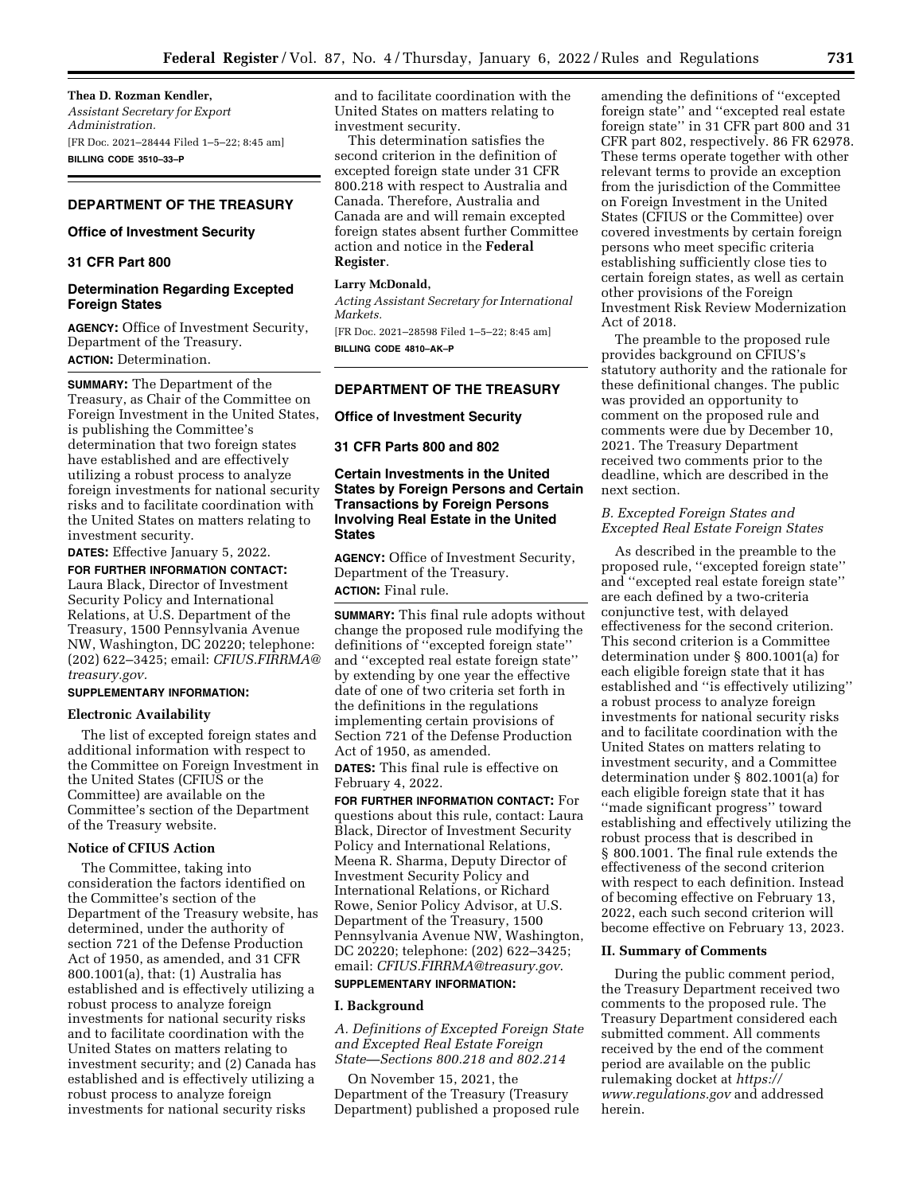**Thea D. Rozman Kendler,**

*Assistant Secretary for Export Administration.*

[FR Doc. 2021–28444 Filed 1–5–22; 8:45 am]

**BILLING CODE 3510–33–P**

## DEPARTMENT OF THE TREASURY

### Office of Investment Security

### 31 CFR Part 800

### Determination Regarding Excepted Foreign States

**AGENCY:** Office of Investment Security, Department of the Treasury.

**ACTION:** Determination.

**SUMMARY:** The Department of the Treasury, as Chair of the Committee on Foreign Investment in the United States, is publishing the Committee's determination that two foreign states have established and are effectively utilizing a robust process to analyze foreign investments for national security risks and to facilitate coordination with the United States on matters relating to investment security.

**DATES:** Effective January 5, 2022.

**FOR FURTHER INFORMATION CONTACT:** Laura Black, Director of Investment Security Policy and International Relations, at U.S. Department of the Treasury, 1500 Pennsylvania Avenue NW, Washington, DC 20220; telephone: (202) 622–3425; email: *CFIUS.FIRRMA@treasury.gov.*

**SUPPLEMENTARY INFORMATION:**

**Electronic Availability**

The list of excepted foreign states and additional information with respect to the Committee on Foreign Investment in the United States (CFIUS or the Committee) are available on the Committee's section of the Department of the Treasury website.

**Notice of CFIUS Action**

The Committee, taking into consideration the factors identified on the Committee's section of the Department of the Treasury website, has determined, under the authority of section 721 of the Defense Production Act of 1950, as amended, and 31 CFR 800.1001(a), that: (1) Australia has established and is effectively utilizing a robust process to analyze foreign investments for national security risks and to facilitate coordination with the United States on matters relating to investment security; and (2) Canada has established and is effectively utilizing a robust process to analyze foreign investments for national security risks and to facilitate coordination with the United States on matters relating to investment security.

This determination satisfies the second criterion in the definition of excepted foreign state under 31 CFR 800.218 with respect to Australia and Canada. Therefore, Australia and Canada are and will remain excepted foreign states absent further Committee action and notice in the **Federal Register**.

**Larry McDonald,**

*Acting Assistant Secretary for International Markets.*

[FR Doc. 2021–28598 Filed 1–5–22; 8:45 am]

**BILLING CODE 4810–AK–P**

## DEPARTMENT OF THE TREASURY

### Office of Investment Security

### 31 CFR Parts 800 and 802

### Certain Investments in the United States by Foreign Persons and Certain Transactions by Foreign Persons Involving Real Estate in the United States

**AGENCY:** Office of Investment Security, Department of the Treasury.

**ACTION:** Final rule.

**SUMMARY:** This final rule adopts without change the proposed rule modifying the definitions of ''excepted foreign state'' and ''excepted real estate foreign state'' by extending by one year the effective date of one of two criteria set forth in the definitions in the regulations implementing certain provisions of Section 721 of the Defense Production Act of 1950, as amended.

**DATES:** This final rule is effective on February 4, 2022.

**FOR FURTHER INFORMATION CONTACT:** For questions about this rule, contact: Laura Black, Director of Investment Security Policy and International Relations, Meena R. Sharma, Deputy Director of Investment Security Policy and International Relations, or Richard Rowe, Senior Policy Advisor, at U.S. Department of the Treasury, 1500 Pennsylvania Avenue NW, Washington, DC 20220; telephone: (202) 622–3425; email: *CFIUS.FIRRMA@treasury.gov*.

**SUPPLEMENTARY INFORMATION:**

**I. Background**

*A. Definitions of Excepted Foreign State and Excepted Real Estate Foreign State—Sections 800.218 and 802.214*

On November 15, 2021, the Department of the Treasury (Treasury Department) published a proposed rule amending the definitions of ''excepted foreign state'' and ''excepted real estate foreign state'' in 31 CFR part 800 and 31 CFR part 802, respectively. 86 FR 62978. These terms operate together with other relevant terms to provide an exception from the jurisdiction of the Committee on Foreign Investment in the United States (CFIUS or the Committee) over covered investments by certain foreign persons who meet specific criteria establishing sufficiently close ties to certain foreign states, as well as certain other provisions of the Foreign Investment Risk Review Modernization Act of 2018.

The preamble to the proposed rule provides background on CFIUS's statutory authority and the rationale for these definitional changes. The public was provided an opportunity to comment on the proposed rule and comments were due by December 10, 2021. The Treasury Department received two comments prior to the deadline, which are described in the next section.

*B. Excepted Foreign States and Excepted Real Estate Foreign States*

As described in the preamble to the proposed rule, ''excepted foreign state'' and ''excepted real estate foreign state'' are each defined by a two-criteria conjunctive test, with delayed effectiveness for the second criterion. This second criterion is a Committee determination under § 800.1001(a) for each eligible foreign state that it has established and ''is effectively utilizing'' a robust process to analyze foreign investments for national security risks and to facilitate coordination with the United States on matters relating to investment security, and a Committee determination under § 802.1001(a) for each eligible foreign state that it has ''made significant progress'' toward establishing and effectively utilizing the robust process that is described in § 800.1001. The final rule extends the effectiveness of the second criterion with respect to each definition. Instead of becoming effective on February 13, 2022, each such second criterion will become effective on February 13, 2023.

**II. Summary of Comments**

During the public comment period, the Treasury Department received two comments to the proposed rule. The Treasury Department considered each submitted comment. All comments received by the end of the comment period are available on the public rulemaking docket at *https://www.regulations.gov* and addressed herein.